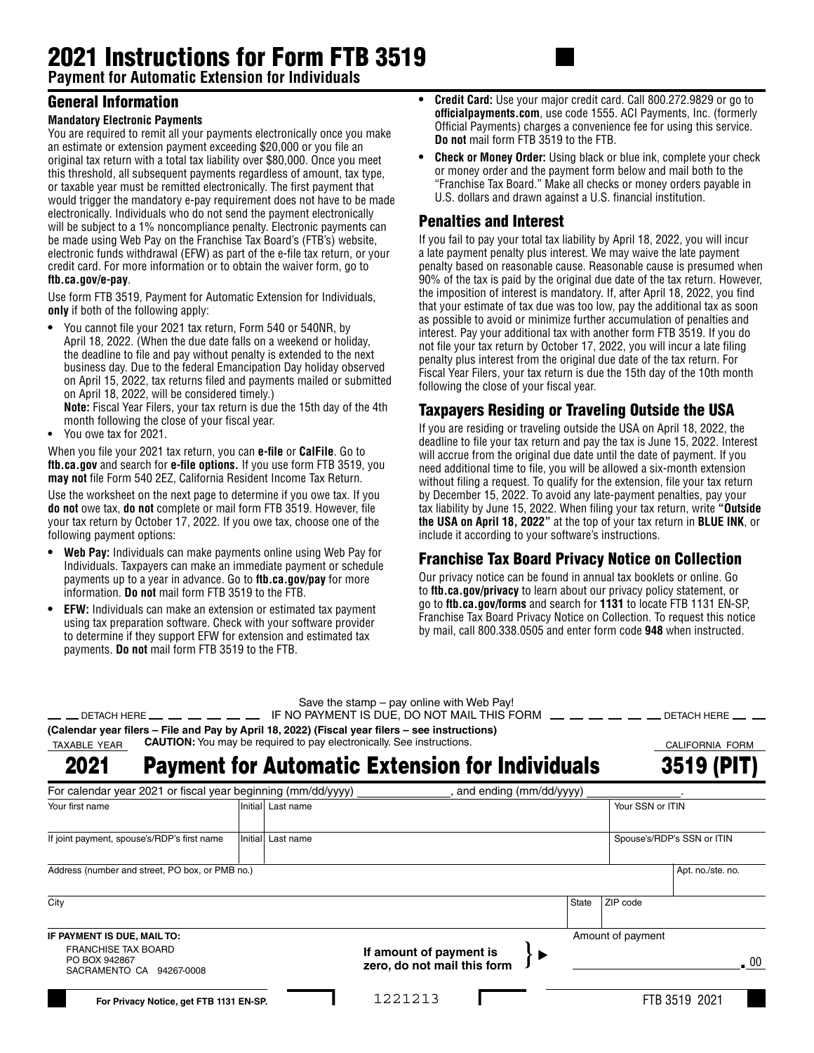# 2021 Instructions for Form FTB 3519

**Payment for Automatic Extension for Individuals**

## General Information

**Mandatory Electronic Payments**

You are required to remit all your payments electronically once you make an estimate or extension payment exceeding $20,000 or you file an original tax return with a total tax liability over $80,000. Once you meet this threshold, all subsequent payments regardless of amount, tax type, or taxable year must be remitted electronically. The first payment that would trigger the mandatory e-pay requirement does not have to be made electronically. Individuals who do not send the payment electronically will be subject to a 1% noncompliance penalty. Electronic payments can be made using Web Pay on the Franchise Tax Board's (FTB's) website, electronic funds withdrawal (EFW) as part of the e-file tax return, or your credit card. For more information or to obtain the waiver form, go to **ftb.ca.gov/e-pay**.

Use form FTB 3519, Payment for Automatic Extension for Individuals, **only** if both of the following apply:

- You cannot file your 2021 tax return, Form 540 or 540NR, by April 18, 2022. (When the due date falls on a weekend or holiday, the deadline to file and pay without penalty is extended to the next business day. Due to the federal Emancipation Day holiday observed on April 15, 2022, tax returns filed and payments mailed or submitted on April 18, 2022, will be considered timely.)
  **Note:** Fiscal Year Filers, your tax return is due the 15th day of the 4th month following the close of your fiscal year.
- You owe tax for 2021.

When you file your 2021 tax return, you can **e-file** or **CalFile**. Go to **ftb.ca.gov** and search for **e-file options.** If you use form FTB 3519, you **may not** file Form 540 2EZ, California Resident Income Tax Return.

Use the worksheet on the next page to determine if you owe tax. If you **do not** owe tax, **do not** complete or mail form FTB 3519. However, file your tax return by October 17, 2022. If you owe tax, choose one of the following payment options:

- **Web Pay:** Individuals can make payments online using Web Pay for Individuals. Taxpayers can make an immediate payment or schedule payments up to a year in advance. Go to **ftb.ca.gov/pay** for more information. **Do not** mail form FTB 3519 to the FTB.
- **EFW:** Individuals can make an extension or estimated tax payment using tax preparation software. Check with your software provider to determine if they support EFW for extension and estimated tax payments. **Do not** mail form FTB 3519 to the FTB.
- **Credit Card:** Use your major credit card. Call 800.272.9829 or go to **officialpayments.com**, use code 1555. ACI Payments, Inc. (formerly Official Payments) charges a convenience fee for using this service. **Do not** mail form FTB 3519 to the FTB.
- **Check or Money Order:** Using black or blue ink, complete your check or money order and the payment form below and mail both to the "Franchise Tax Board." Make all checks or money orders payable in U.S. dollars and drawn against a U.S. financial institution.

## Penalties and Interest

If you fail to pay your total tax liability by April 18, 2022, you will incur a late payment penalty plus interest. We may waive the late payment penalty based on reasonable cause. Reasonable cause is presumed when 90% of the tax is paid by the original due date of the tax return. However, the imposition of interest is mandatory. If, after April 18, 2022, you find that your estimate of tax due was too low, pay the additional tax as soon as possible to avoid or minimize further accumulation of penalties and interest. Pay your additional tax with another form FTB 3519. If you do not file your tax return by October 17, 2022, you will incur a late filing penalty plus interest from the original due date of the tax return. For Fiscal Year Filers, your tax return is due the 15th day of the 10th month following the close of your fiscal year.

## Taxpayers Residing or Traveling Outside the USA

If you are residing or traveling outside the USA on April 18, 2022, the deadline to file your tax return and pay the tax is June 15, 2022. Interest will accrue from the original due date until the date of payment. If you need additional time to file, you will be allowed a six-month extension without filing a request. To qualify for the extension, file your tax return by December 15, 2022. To avoid any late-payment penalties, pay your tax liability by June 15, 2022. When filing your tax return, write **"Outside the USA on April 18, 2022"** at the top of your tax return in **BLUE INK**, or include it according to your software's instructions.

## Franchise Tax Board Privacy Notice on Collection

Our privacy notice can be found in annual tax booklets or online. Go to **ftb.ca.gov/privacy** to learn about our privacy policy statement, or go to **ftb.ca.gov/forms** and search for **1131** to locate FTB 1131 EN-SP, Franchise Tax Board Privacy Notice on Collection. To request this notice by mail, call 800.338.0505 and enter form code **948** when instructed.

---

Save the stamp – pay online with Web Pay!

DETACH HERE — IF NO PAYMENT IS DUE, DO NOT MAIL THIS FORM — DETACH HERE

**(Calendar year filers – File and Pay by April 18, 2022) (Fiscal year filers – see instructions)**

TAXABLE YEAR **CAUTION:** You may be required to pay electronically. See instructions. CALIFORNIA FORM

# 2021 Payment for Automatic Extension for Individuals 3519 (PIT)

For calendar year 2021 or fiscal year beginning (mm/dd/yyyy) ______________, and ending (mm/dd/yyyy) ______________.

| Your first name | Initial | Last name | Your SSN or ITIN |
|---|---|---|---|
| If joint payment, spouse's/RDP's first name | Initial | Last name | Spouse's/RDP's SSN or ITIN |

| Address (number and street, PO box, or PMB no.) | | Apt. no./ste. no. |
|---|---|---|
| City | State | ZIP code |

**IF PAYMENT IS DUE, MAIL TO:**
FRANCHISE TAX BOARD
PO BOX 942867
SACRAMENTO CA 94267-0008

**If amount of payment is zero, do not mail this form** ▶ Amount of payment ______________ . 00

**For Privacy Notice, get FTB 1131 EN-SP.** 1221213 FTB 3519 2021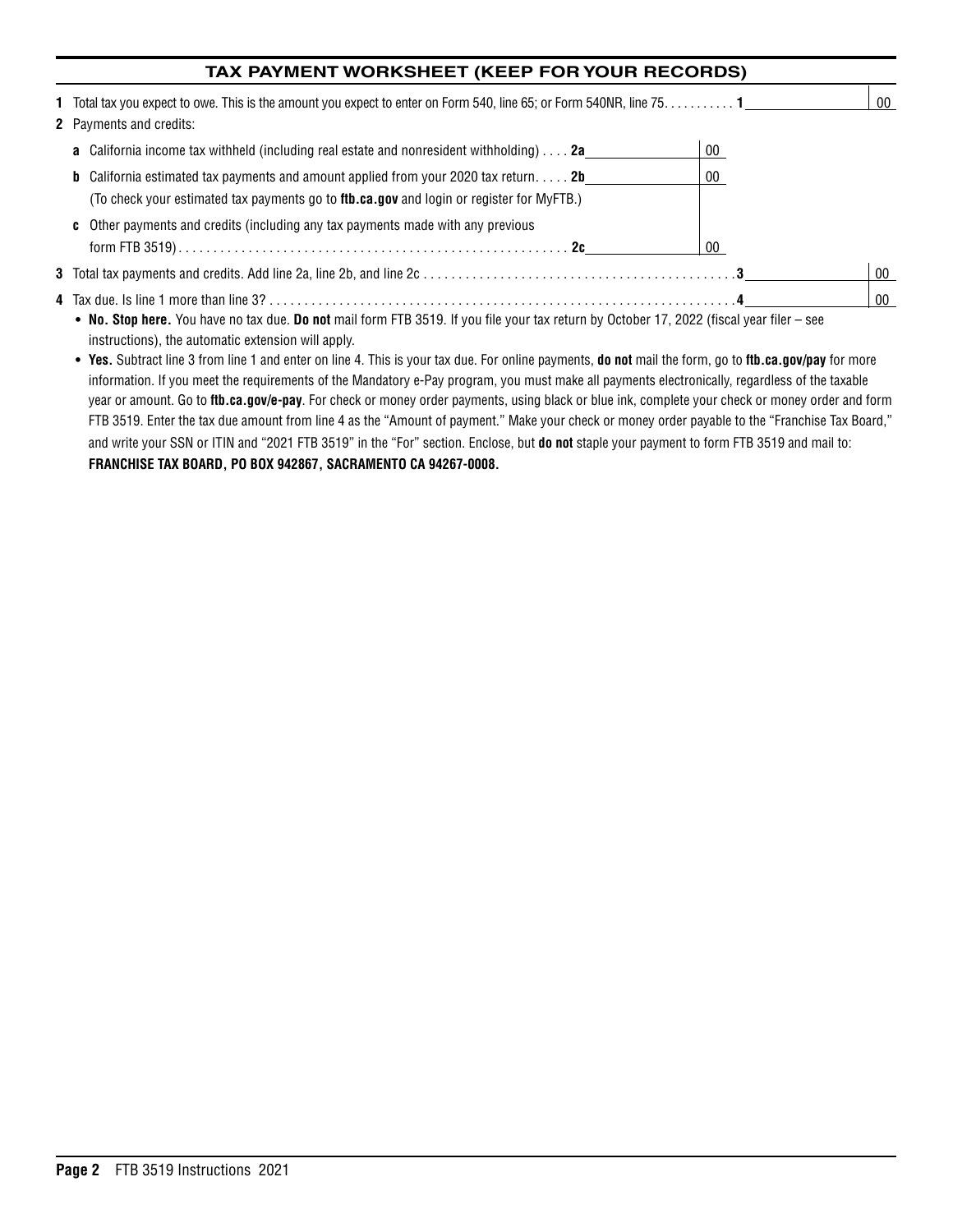## TAX PAYMENT WORKSHEET (KEEP FOR YOUR RECORDS)

**1** Total tax you expect to owe. This is the amount you expect to enter on Form 540, line 65; or Form 540NR, line 75. . . . . . . . . . . **1** ______ 00

**2** Payments and credits:

**a** California income tax withheld (including real estate and nonresident withholding) . . . . **2a** ______ 00

**b** California estimated tax payments and amount applied from your 2020 tax return. . . . . **2b** ______ 00
(To check your estimated tax payments go to **ftb.ca.gov** and login or register for MyFTB.)

**c** Other payments and credits (including any tax payments made with any previous form FTB 3519) . . . . . . . . . . . . . . . . . . . . . . . . . . . . . . . . . . . . . . . . . . . . . . . . . . . . . . **2c** ______ 00

**3** Total tax payments and credits. Add line 2a, line 2b, and line 2c . . . . . . . . . . . . . . . . . . . . . . . . . . . . . . . . . . . . . . . . . . . . . **3** ______ 00

**4** Tax due. Is line 1 more than line 3? . . . . . . . . . . . . . . . . . . . . . . . . . . . . . . . . . . . . . . . . . . . . . . . . . . . . . . . . . . . . . . . . . . . **4** ______ 00

- **No. Stop here.** You have no tax due. **Do not** mail form FTB 3519. If you file your tax return by October 17, 2022 (fiscal year filer – see instructions), the automatic extension will apply.
- **Yes.** Subtract line 3 from line 1 and enter on line 4. This is your tax due. For online payments, **do not** mail the form, go to **ftb.ca.gov/pay** for more information. If you meet the requirements of the Mandatory e-Pay program, you must make all payments electronically, regardless of the taxable year or amount. Go to **ftb.ca.gov/e-pay**. For check or money order payments, using black or blue ink, complete your check or money order and form FTB 3519. Enter the tax due amount from line 4 as the "Amount of payment." Make your check or money order payable to the "Franchise Tax Board," and write your SSN or ITIN and "2021 FTB 3519" in the "For" section. Enclose, but **do not** staple your payment to form FTB 3519 and mail to: **FRANCHISE TAX BOARD, PO BOX 942867, SACRAMENTO CA 94267-0008.**